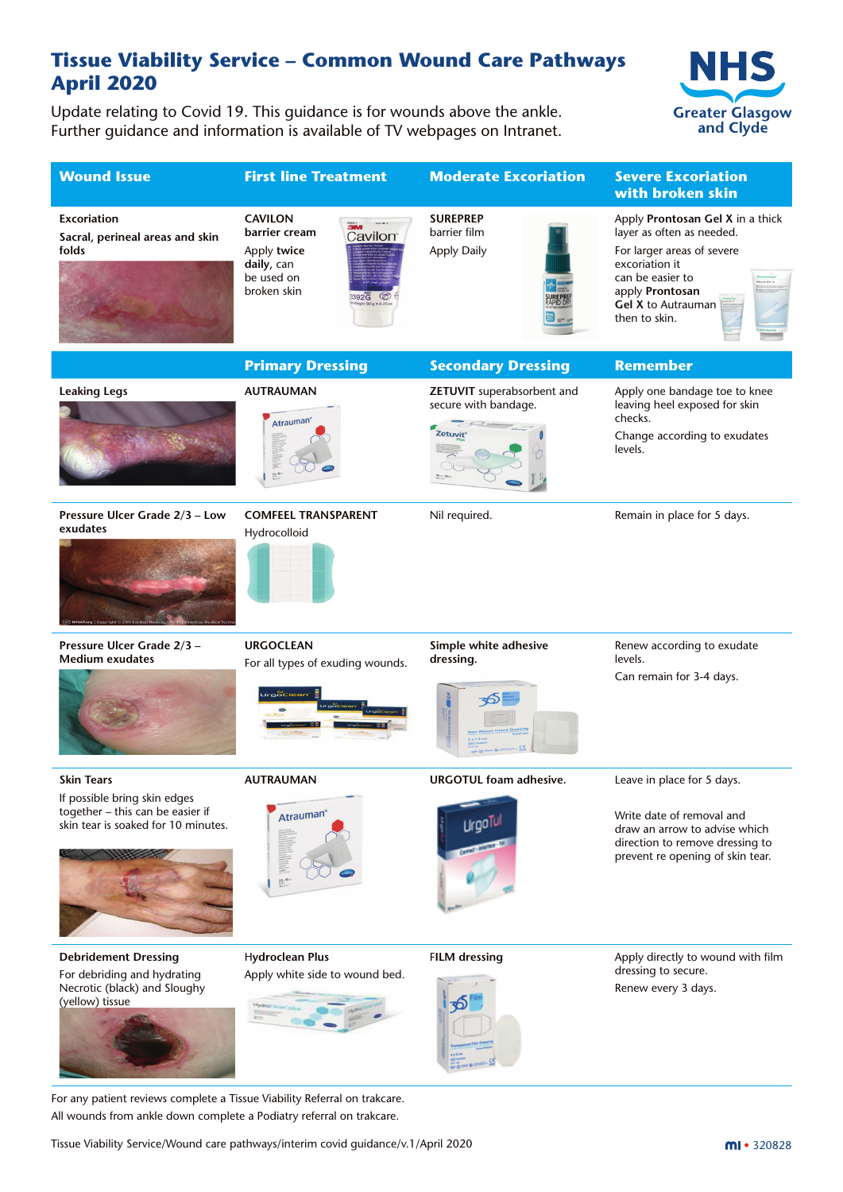# Tissue Viability Service – Common Wound Care Pathways April 2020

NHS Greater Glasgow and Clyde

Update relating to Covid 19. This guidance is for wounds above the ankle.
Further guidance and information is available of TV webpages on Intranet.

| Wound Issue | First line Treatment | Moderate Excoriation | Severe Excoriation with broken skin |
|---|---|---|---|
| **Excoriation**<br>**Sacral, perineal areas and skin folds** | **CAVILON barrier cream**<br>Apply **twice daily**, can be used on broken skin | **SUREPREP** barrier film<br>Apply Daily | Apply **Protonsan Gel X** in a thick layer as often as needed.<br>For larger areas of severe excoriation it can be easier to apply **Prontosan Gel X** to Autrauman then to skin. |

| Wound Issue | Primary Dressing | Secondary Dressing | Remember |
|---|---|---|---|
| **Leaking Legs** | **AUTRAUMAN** | **ZETUVIT** superabsorbent and secure with bandage. | Apply one bandage toe to knee leaving heel exposed for skin checks.<br>Change according to exudates levels. |
| **Pressure Ulcer Grade 2/3 – Low exudates** | **COMFEEL TRANSPARENT**<br>Hydrocolloid | Nil required. | Remain in place for 5 days. |
| **Pressure Ulcer Grade 2/3 – Medium exudates** | **URGOCLEAN**<br>For all types of exuding wounds. | **Simple white adhesive dressing.** | Renew according to exudate levels.<br>Can remain for 3-4 days. |
| **Skin Tears**<br>If possible bring skin edges together – this can be easier if skin tear is soaked for 10 minutes. | **AUTRAUMAN** | **URGOTUL foam adhesive.** | Leave in place for 5 days.<br>Write date of removal and draw an arrow to advise which direction to remove dressing to prevent re opening of skin tear. |
| **Debridement Dressing**<br>For debriding and hydrating Necrotic (black) and Sloughy (yellow) tissue | **Hydroclean Plus**<br>Apply white side to wound bed. | **FILM dressing** | Apply directly to wound with film dressing to secure.<br>Renew every 3 days. |

For any patient reviews complete a Tissue Viability Referral on trakcare.
All wounds from ankle down complete a Podiatry referral on trakcare.

Tissue Viability Service/Wound care pathways/interim covid guidance/v.1/April 2020

mi • 320828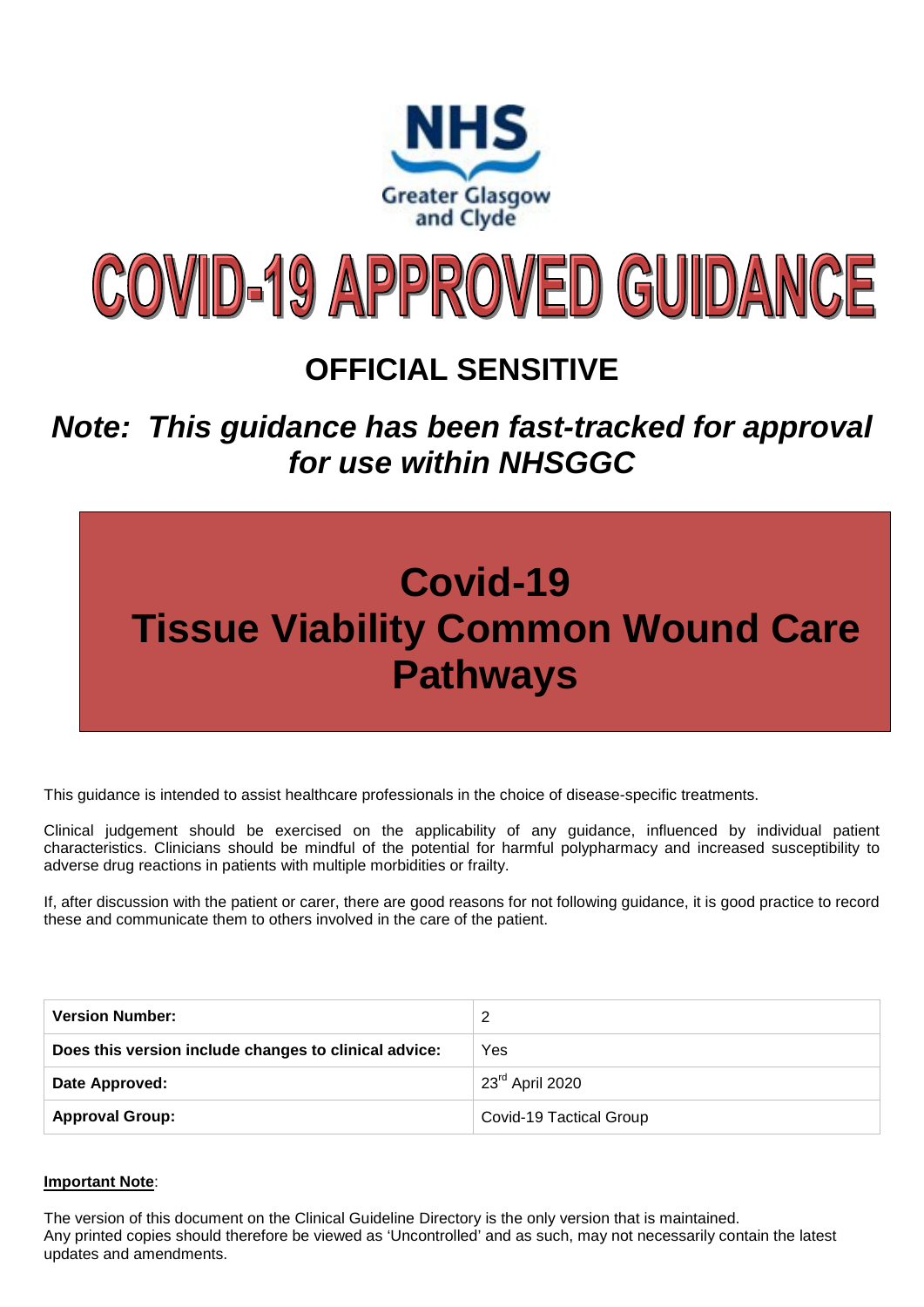NHS Greater Glasgow and Clyde

# COVID-19 APPROVED GUIDANCE

## OFFICIAL SENSITIVE

***Note: This guidance has been fast-tracked for approval for use within NHSGGC***

# Covid-19 Tissue Viability Common Wound Care Pathways

This guidance is intended to assist healthcare professionals in the choice of disease-specific treatments.

Clinical judgement should be exercised on the applicability of any guidance, influenced by individual patient characteristics. Clinicians should be mindful of the potential for harmful polypharmacy and increased susceptibility to adverse drug reactions in patients with multiple morbidities or frailty.

If, after discussion with the patient or carer, there are good reasons for not following guidance, it is good practice to record these and communicate them to others involved in the care of the patient.

| | |
|---|---|
| **Version Number:** | 2 |
| **Does this version include changes to clinical advice:** | Yes |
| **Date Approved:** | 23rd April 2020 |
| **Approval Group:** | Covid-19 Tactical Group |

**Important Note**:

The version of this document on the Clinical Guideline Directory is the only version that is maintained.
Any printed copies should therefore be viewed as 'Uncontrolled' and as such, may not necessarily contain the latest updates and amendments.